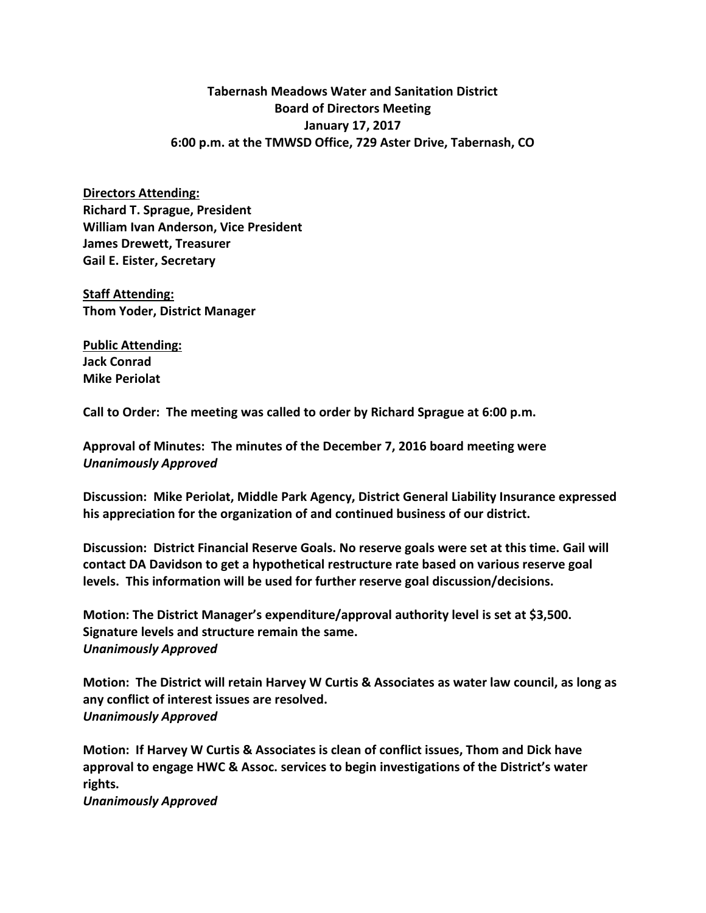**Tabernash Meadows Water and Sanitation District**
**Board of Directors Meeting**
**January 17, 2017**
**6:00 p.m. at the TMWSD Office, 729 Aster Drive, Tabernash, CO**

**Directors Attending:**
**Richard T. Sprague, President**
**William Ivan Anderson, Vice President**
**James Drewett, Treasurer**
**Gail E. Eister, Secretary**

**Staff Attending:**
**Thom Yoder, District Manager**

**Public Attending:**
**Jack Conrad**
**Mike Periolat**

**Call to Order: The meeting was called to order by Richard Sprague at 6:00 p.m.**

**Approval of Minutes: The minutes of the December 7, 2016 board meeting were**
***Unanimously Approved***

**Discussion: Mike Periolat, Middle Park Agency, District General Liability Insurance expressed his appreciation for the organization of and continued business of our district.**

**Discussion: District Financial Reserve Goals. No reserve goals were set at this time. Gail will contact DA Davidson to get a hypothetical restructure rate based on various reserve goal levels. This information will be used for further reserve goal discussion/decisions.**

**Motion: The District Manager's expenditure/approval authority level is set at $3,500. Signature levels and structure remain the same.**
***Unanimously Approved***

**Motion: The District will retain Harvey W Curtis & Associates as water law council, as long as any conflict of interest issues are resolved.**
***Unanimously Approved***

**Motion: If Harvey W Curtis & Associates is clean of conflict issues, Thom and Dick have approval to engage HWC & Assoc. services to begin investigations of the District's water rights.**
***Unanimously Approved***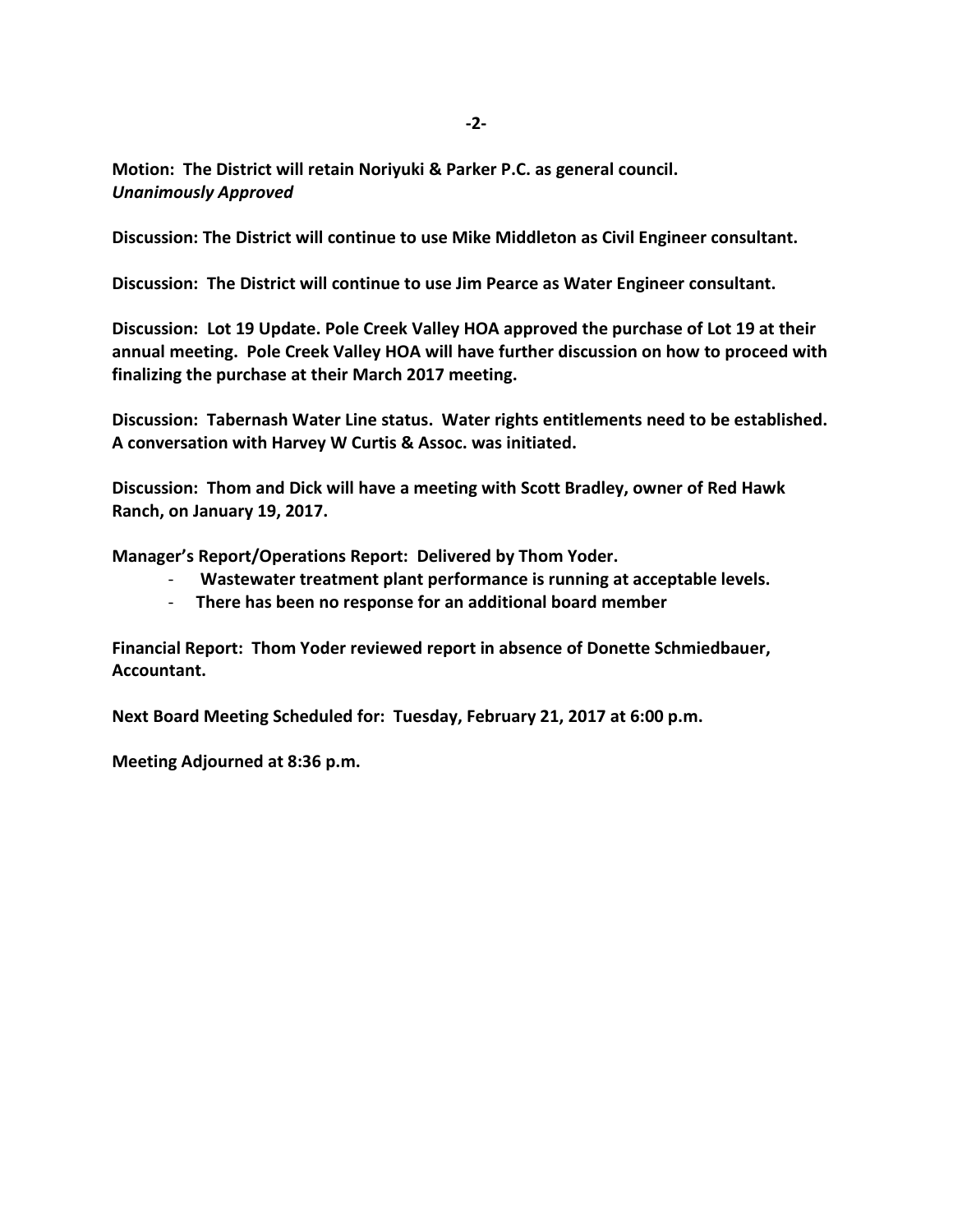**Motion: The District will retain Noriyuki & Parker P.C. as general council.**
***Unanimously Approved***

**Discussion: The District will continue to use Mike Middleton as Civil Engineer consultant.**

**Discussion: The District will continue to use Jim Pearce as Water Engineer consultant.**

**Discussion: Lot 19 Update. Pole Creek Valley HOA approved the purchase of Lot 19 at their annual meeting. Pole Creek Valley HOA will have further discussion on how to proceed with finalizing the purchase at their March 2017 meeting.**

**Discussion: Tabernash Water Line status. Water rights entitlements need to be established. A conversation with Harvey W Curtis & Assoc. was initiated.**

**Discussion: Thom and Dick will have a meeting with Scott Bradley, owner of Red Hawk Ranch, on January 19, 2017.**

**Manager's Report/Operations Report: Delivered by Thom Yoder.**

- **Wastewater treatment plant performance is running at acceptable levels.**
- **There has been no response for an additional board member**

**Financial Report: Thom Yoder reviewed report in absence of Donette Schmiedbauer, Accountant.**

**Next Board Meeting Scheduled for: Tuesday, February 21, 2017 at 6:00 p.m.**

**Meeting Adjourned at 8:36 p.m.**